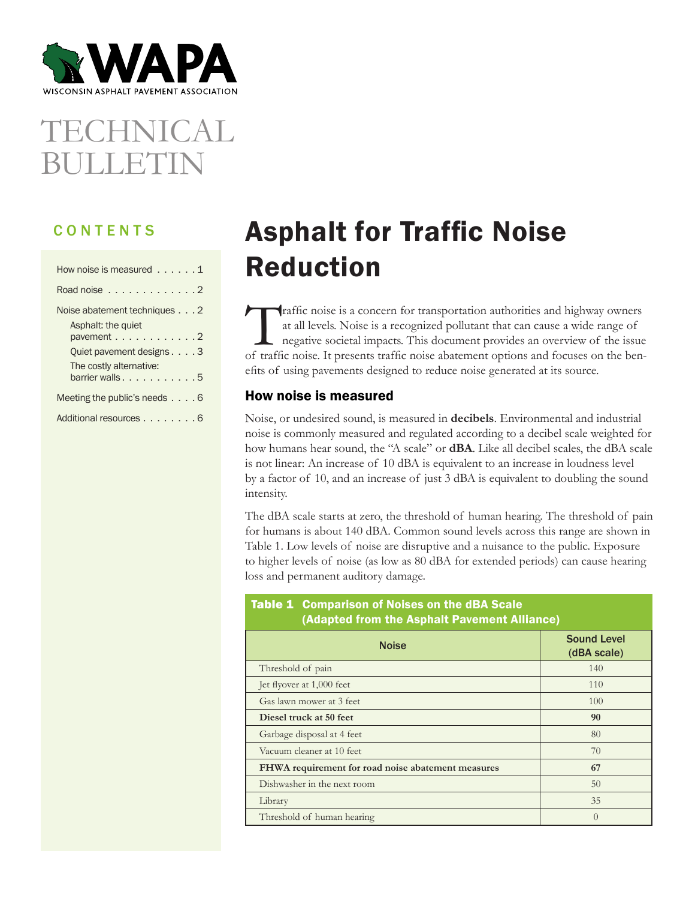WISCONSIN ASPHALT PAVEMENT ASSOCIATION

TECHNICAL BULLETIN

## CONTENTS

- How noise is measured . . . . . . 1
- Road noise . . . . . . . . . . . . . 2
- Noise abatement techniques . . . 2
  - Asphalt: the quiet pavement . . . . . . . . . . . . 2
  - Quiet pavement designs . . . . 3
  - The costly alternative: barrier walls . . . . . . . . . . . 5
- Meeting the public's needs . . . . 6
- Additional resources . . . . . . . . 6

# Asphalt for Traffic Noise Reduction

Traffic noise is a concern for transportation authorities and highway owners at all levels. Noise is a recognized pollutant that can cause a wide range of negative societal impacts. This document provides an overview of the issue of traffic noise. It presents traffic noise abatement options and focuses on the benefits of using pavements designed to reduce noise generated at its source.

## How noise is measured

Noise, or undesired sound, is measured in **decibels**. Environmental and industrial noise is commonly measured and regulated according to a decibel scale weighted for how humans hear sound, the "A scale" or **dBA**. Like all decibel scales, the dBA scale is not linear: An increase of 10 dBA is equivalent to an increase in loudness level by a factor of 10, and an increase of just 3 dBA is equivalent to doubling the sound intensity.

The dBA scale starts at zero, the threshold of human hearing. The threshold of pain for humans is about 140 dBA. Common sound levels across this range are shown in Table 1. Low levels of noise are disruptive and a nuisance to the public. Exposure to higher levels of noise (as low as 80 dBA for extended periods) can cause hearing loss and permanent auditory damage.

**Table 1 Comparison of Noises on the dBA Scale (Adapted from the Asphalt Pavement Alliance)**

| Noise | Sound Level (dBA scale) |
|---|---|
| Threshold of pain | 140 |
| Jet flyover at 1,000 feet | 110 |
| Gas lawn mower at 3 feet | 100 |
| **Diesel truck at 50 feet** | **90** |
| Garbage disposal at 4 feet | 80 |
| Vacuum cleaner at 10 feet | 70 |
| **FHWA requirement for road noise abatement measures** | **67** |
| Dishwasher in the next room | 50 |
| Library | 35 |
| Threshold of human hearing | 0 |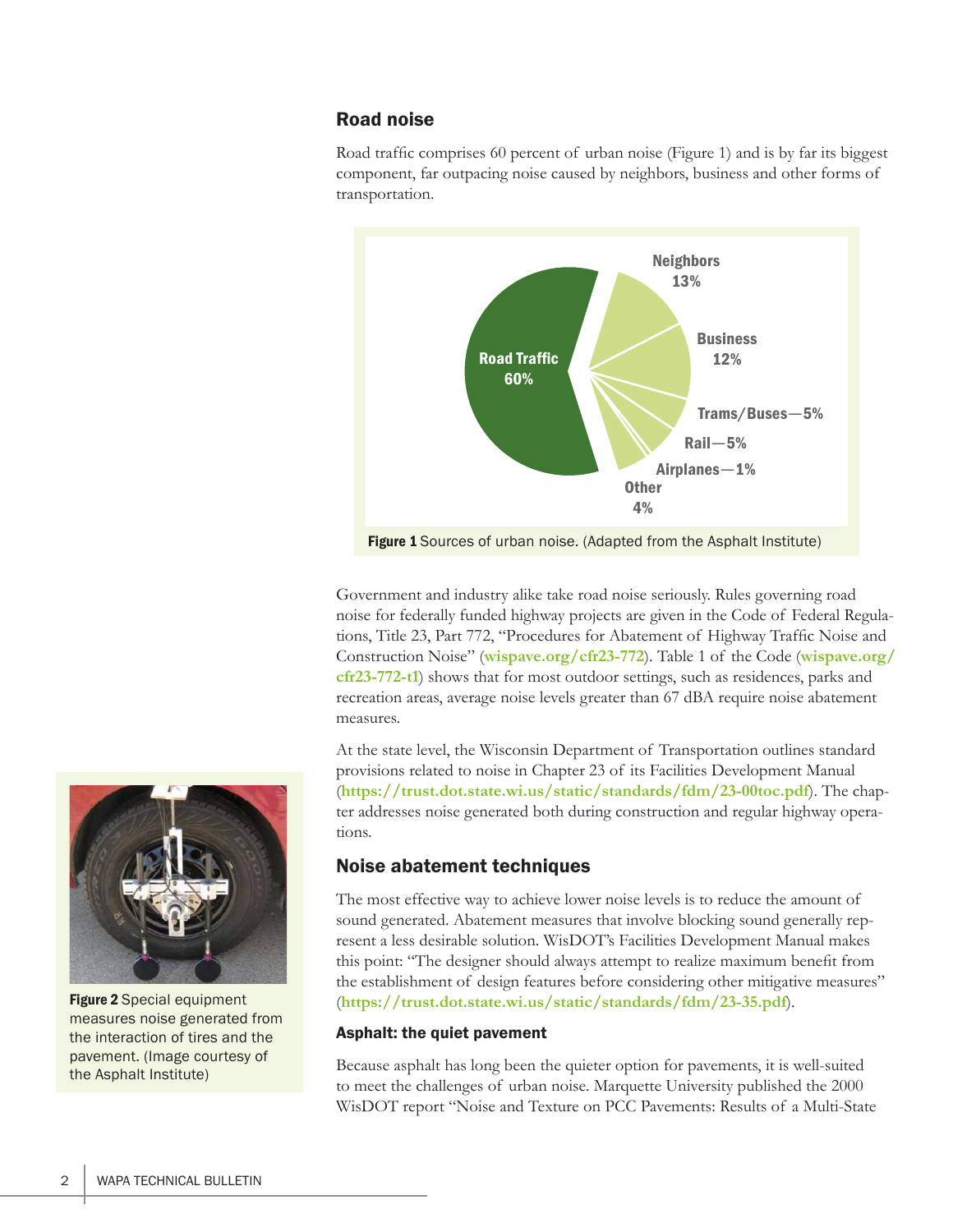## Road noise

Road traffic comprises 60 percent of urban noise (Figure 1) and is by far its biggest component, far outpacing noise caused by neighbors, business and other forms of transportation.

Road Traffic 60%, Neighbors 13%, Business 12%, Trams/Buses—5%, Rail—5%, Airplanes—1%, Other 4%

**Figure 1** Sources of urban noise. (Adapted from the Asphalt Institute)

Government and industry alike take road noise seriously. Rules governing road noise for federally funded highway projects are given in the Code of Federal Regulations, Title 23, Part 772, "Procedures for Abatement of Highway Traffic Noise and Construction Noise" (**wispave.org/cfr23-772**). Table 1 of the Code (**wispave.org/cfr23-772-t1**) shows that for most outdoor settings, such as residences, parks and recreation areas, average noise levels greater than 67 dBA require noise abatement measures.

At the state level, the Wisconsin Department of Transportation outlines standard provisions related to noise in Chapter 23 of its Facilities Development Manual (**https://trust.dot.state.wi.us/static/standards/fdm/23-00toc.pdf**). The chapter addresses noise generated both during construction and regular highway operations.

**Figure 2** Special equipment measures noise generated from the interaction of tires and the pavement. (Image courtesy of the Asphalt Institute)

## Noise abatement techniques

The most effective way to achieve lower noise levels is to reduce the amount of sound generated. Abatement measures that involve blocking sound generally represent a less desirable solution. WisDOT's Facilities Development Manual makes this point: "The designer should always attempt to realize maximum benefit from the establishment of design features before considering other mitigative measures" (**https://trust.dot.state.wi.us/static/standards/fdm/23-35.pdf**).

### Asphalt: the quiet pavement

Because asphalt has long been the quieter option for pavements, it is well-suited to meet the challenges of urban noise. Marquette University published the 2000 WisDOT report "Noise and Texture on PCC Pavements: Results of a Multi-State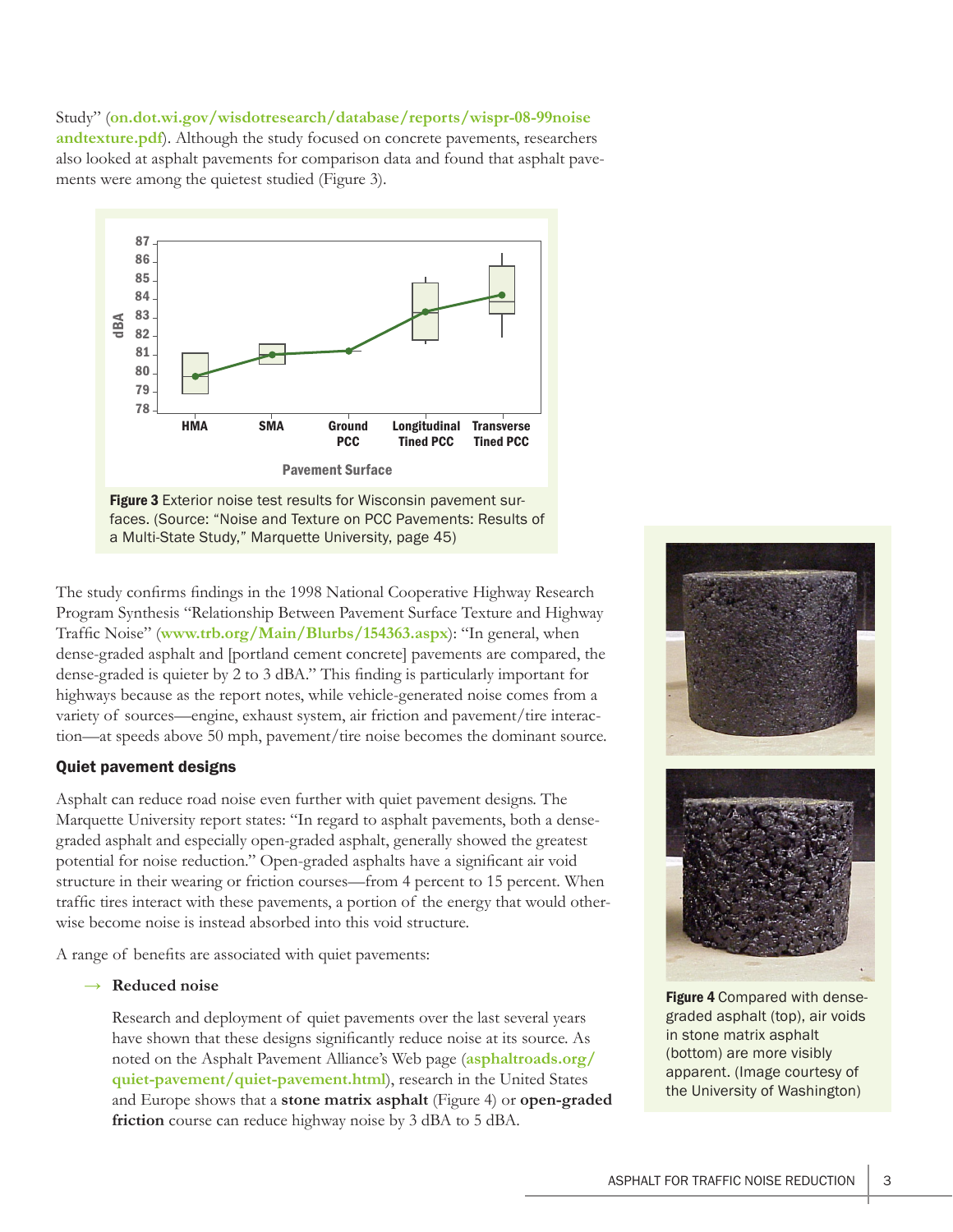Study" (**on.dot.wi.gov/wisdotresearch/database/reports/wispr-08-99noiseandtexture.pdf**). Although the study focused on concrete pavements, researchers also looked at asphalt pavements for comparison data and found that asphalt pavements were among the quietest studied (Figure 3).

**Figure 3** Exterior noise test results for Wisconsin pavement surfaces. (Source: "Noise and Texture on PCC Pavements: Results of a Multi-State Study," Marquette University, page 45)

The study confirms findings in the 1998 National Cooperative Highway Research Program Synthesis "Relationship Between Pavement Surface Texture and Highway Traffic Noise" (**www.trb.org/Main/Blurbs/154363.aspx**): "In general, when dense-graded asphalt and [portland cement concrete] pavements are compared, the dense-graded is quieter by 2 to 3 dBA." This finding is particularly important for highways because as the report notes, while vehicle-generated noise comes from a variety of sources—engine, exhaust system, air friction and pavement/tire interaction—at speeds above 50 mph, pavement/tire noise becomes the dominant source.

## Quiet pavement designs

Asphalt can reduce road noise even further with quiet pavement designs. The Marquette University report states: "In regard to asphalt pavements, both a dense-graded asphalt and especially open-graded asphalt, generally showed the greatest potential for noise reduction." Open-graded asphalts have a significant air void structure in their wearing or friction courses—from 4 percent to 15 percent. When traffic tires interact with these pavements, a portion of the energy that would otherwise become noise is instead absorbed into this void structure.

A range of benefits are associated with quiet pavements:

→ **Reduced noise**

Research and deployment of quiet pavements over the last several years have shown that these designs significantly reduce noise at its source. As noted on the Asphalt Pavement Alliance's Web page (**asphaltroads.org/quiet-pavement/quiet-pavement.html**), research in the United States and Europe shows that a **stone matrix asphalt** (Figure 4) or **open-graded friction** course can reduce highway noise by 3 dBA to 5 dBA.

**Figure 4** Compared with dense-graded asphalt (top), air voids in stone matrix asphalt (bottom) are more visibly apparent. (Image courtesy of the University of Washington)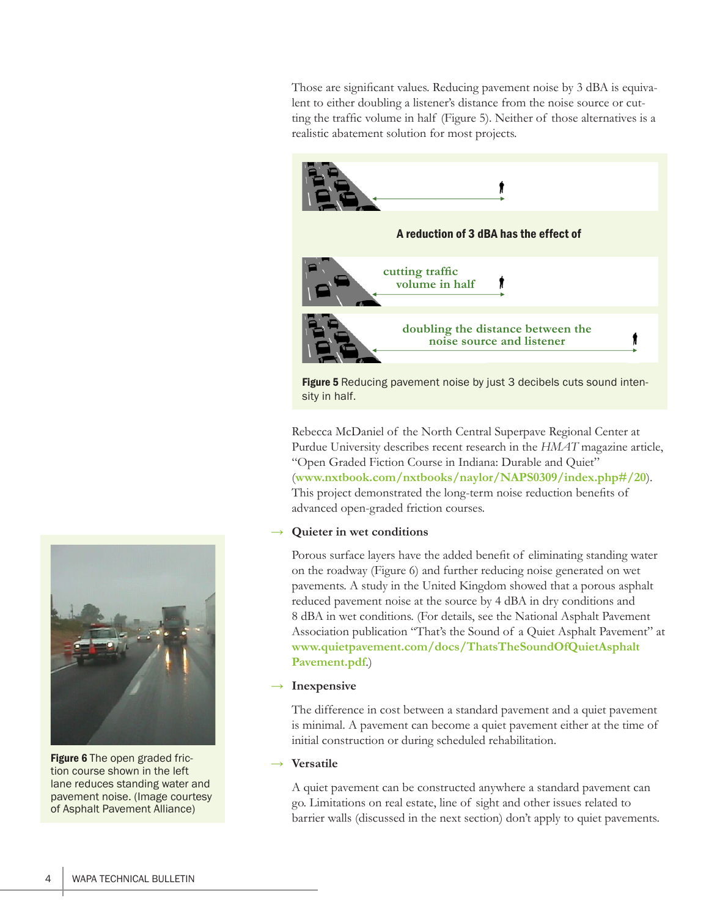Those are significant values. Reducing pavement noise by 3 dBA is equivalent to either doubling a listener's distance from the noise source or cutting the traffic volume in half (Figure 5). Neither of those alternatives is a realistic abatement solution for most projects.

A reduction of 3 dBA has the effect of

cutting traffic volume in half

doubling the distance between the noise source and listener

**Figure 5** Reducing pavement noise by just 3 decibels cuts sound intensity in half.

Rebecca McDaniel of the North Central Superpave Regional Center at Purdue University describes recent research in the *HMAT* magazine article, "Open Graded Fiction Course in Indiana: Durable and Quiet" (**www.nxtbook.com/nxtbooks/naylor/NAPS0309/index.php#/20**). This project demonstrated the long-term noise reduction benefits of advanced open-graded friction courses.

→ **Quieter in wet conditions**

Porous surface layers have the added benefit of eliminating standing water on the roadway (Figure 6) and further reducing noise generated on wet pavements. A study in the United Kingdom showed that a porous asphalt reduced pavement noise at the source by 4 dBA in dry conditions and 8 dBA in wet conditions. (For details, see the National Asphalt Pavement Association publication "That's the Sound of a Quiet Asphalt Pavement" at **www.quietpavement.com/docs/ThatsTheSoundOfQuietAsphaltPavement.pdf**.)

**Figure 6** The open graded friction course shown in the left lane reduces standing water and pavement noise. (Image courtesy of Asphalt Pavement Alliance)

→ **Inexpensive**

The difference in cost between a standard pavement and a quiet pavement is minimal. A pavement can become a quiet pavement either at the time of initial construction or during scheduled rehabilitation.

→ **Versatile**

A quiet pavement can be constructed anywhere a standard pavement can go. Limitations on real estate, line of sight and other issues related to barrier walls (discussed in the next section) don't apply to quiet pavements.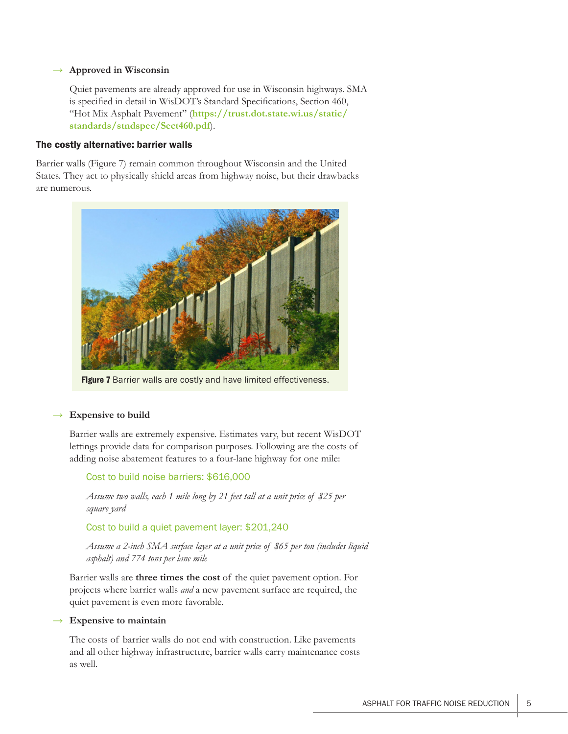→ **Approved in Wisconsin**

Quiet pavements are already approved for use in Wisconsin highways. SMA is specified in detail in WisDOT's Standard Specifications, Section 460, "Hot Mix Asphalt Pavement" (**https://trust.dot.state.wi.us/static/standards/stndspec/Sect460.pdf**).

### The costly alternative: barrier walls

Barrier walls (Figure 7) remain common throughout Wisconsin and the United States. They act to physically shield areas from highway noise, but their drawbacks are numerous.

**Figure 7** Barrier walls are costly and have limited effectiveness.

→ **Expensive to build**

Barrier walls are extremely expensive. Estimates vary, but recent WisDOT lettings provide data for comparison purposes. Following are the costs of adding noise abatement features to a four-lane highway for one mile:

Cost to build noise barriers: $616,000

*Assume two walls, each 1 mile long by 21 feet tall at a unit price of $25 per square yard*

Cost to build a quiet pavement layer: $201,240

*Assume a 2-inch SMA surface layer at a unit price of $65 per ton (includes liquid asphalt) and 774 tons per lane mile*

Barrier walls are **three times the cost** of the quiet pavement option. For projects where barrier walls *and* a new pavement surface are required, the quiet pavement is even more favorable.

→ **Expensive to maintain**

The costs of barrier walls do not end with construction. Like pavements and all other highway infrastructure, barrier walls carry maintenance costs as well.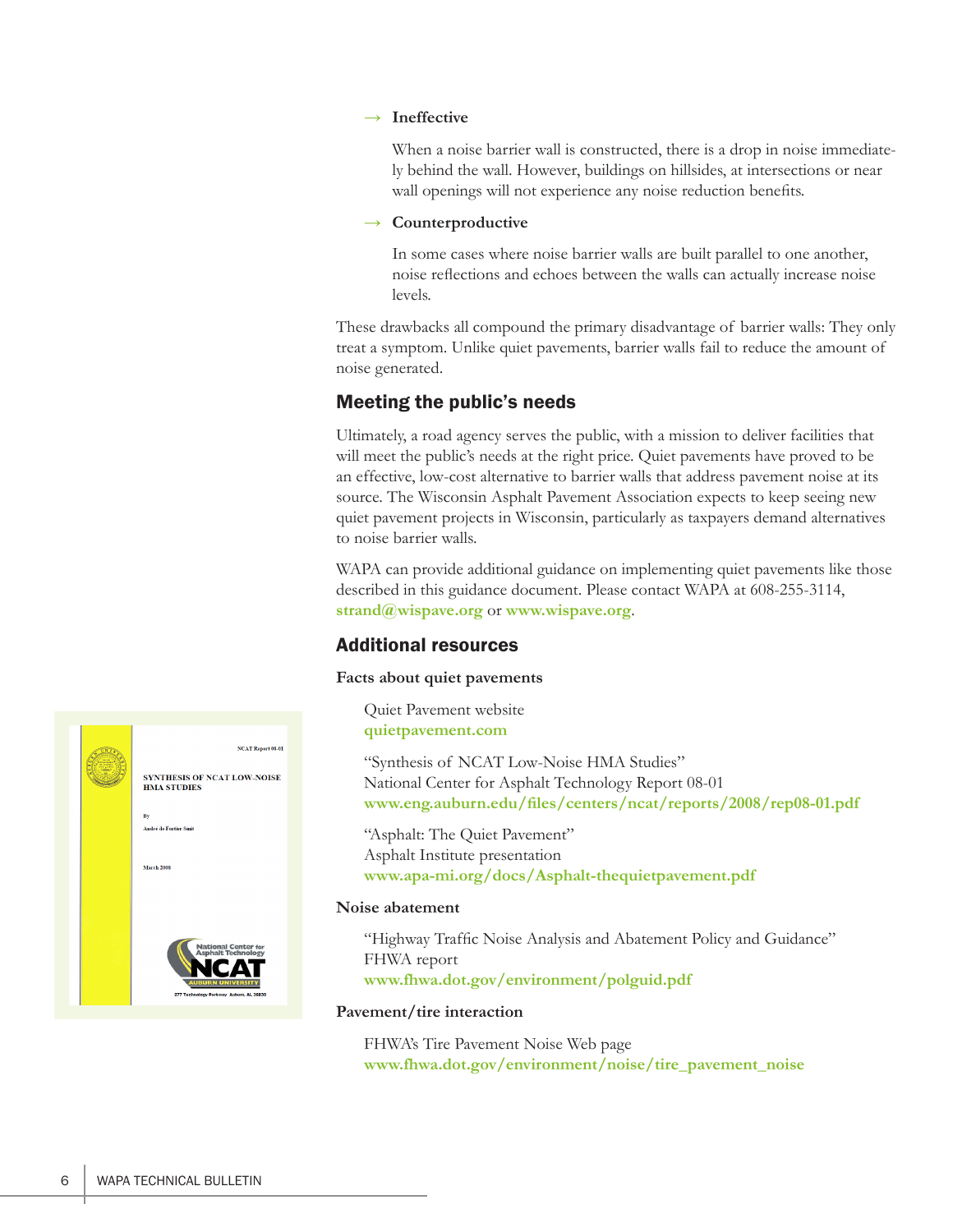→ **Ineffective**

When a noise barrier wall is constructed, there is a drop in noise immediately behind the wall. However, buildings on hillsides, at intersections or near wall openings will not experience any noise reduction benefits.

→ **Counterproductive**

In some cases where noise barrier walls are built parallel to one another, noise reflections and echoes between the walls can actually increase noise levels.

These drawbacks all compound the primary disadvantage of barrier walls: They only treat a symptom. Unlike quiet pavements, barrier walls fail to reduce the amount of noise generated.

## Meeting the public's needs

Ultimately, a road agency serves the public, with a mission to deliver facilities that will meet the public's needs at the right price. Quiet pavements have proved to be an effective, low-cost alternative to barrier walls that address pavement noise at its source. The Wisconsin Asphalt Pavement Association expects to keep seeing new quiet pavement projects in Wisconsin, particularly as taxpayers demand alternatives to noise barrier walls.

WAPA can provide additional guidance on implementing quiet pavements like those described in this guidance document. Please contact WAPA at 608-255-3114, **strand@wispave.org** or **www.wispave.org**.

## Additional resources

**Facts about quiet pavements**

Quiet Pavement website
**quietpavement.com**

"Synthesis of NCAT Low-Noise HMA Studies"
National Center for Asphalt Technology Report 08-01
**www.eng.auburn.edu/files/centers/ncat/reports/2008/rep08-01.pdf**

"Asphalt: The Quiet Pavement"
Asphalt Institute presentation
**www.apa-mi.org/docs/Asphalt-thequietpavement.pdf**

**Noise abatement**

"Highway Traffic Noise Analysis and Abatement Policy and Guidance"
FHWA report
**www.fhwa.dot.gov/environment/polguid.pdf**

**Pavement/tire interaction**

FHWA's Tire Pavement Noise Web page
**www.fhwa.dot.gov/environment/noise/tire_pavement_noise**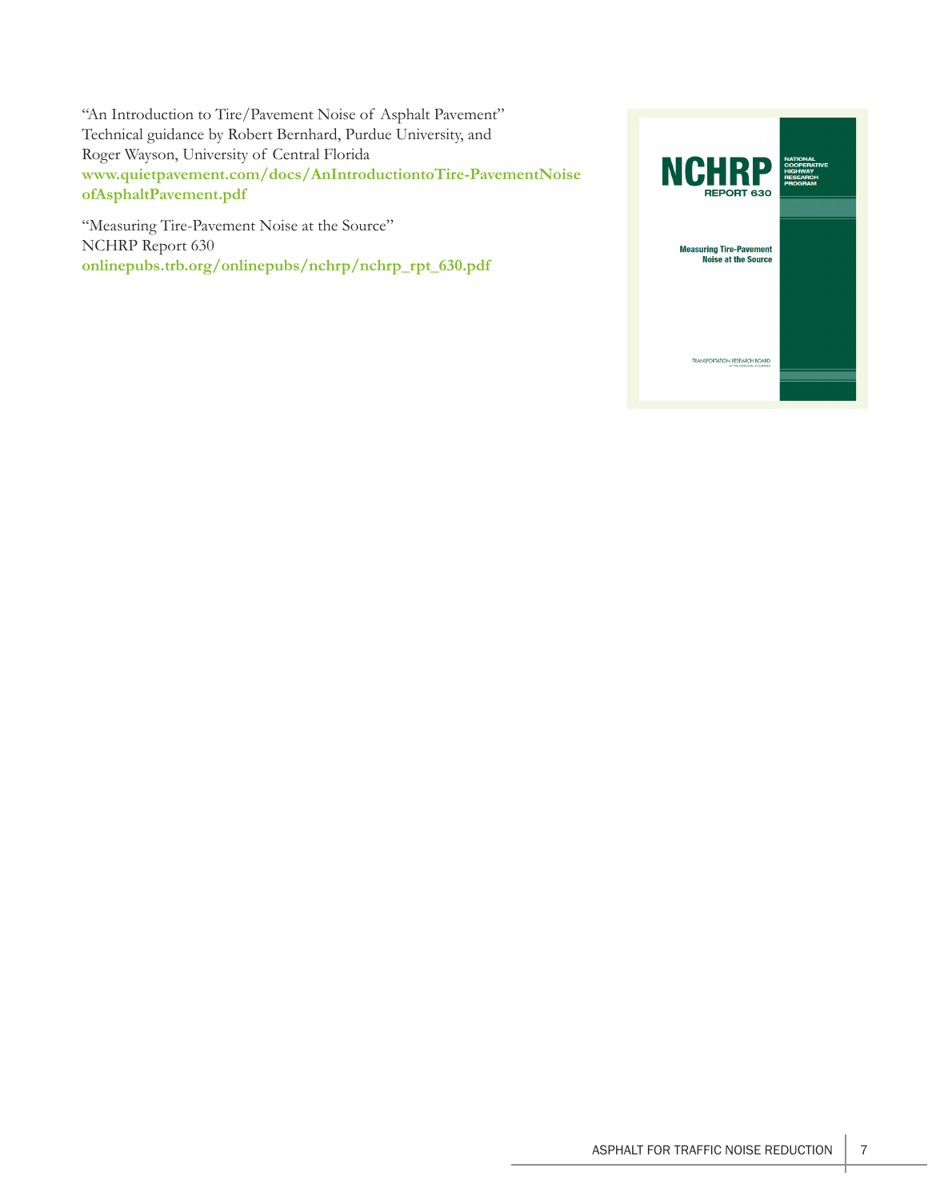"An Introduction to Tire/Pavement Noise of Asphalt Pavement"
Technical guidance by Robert Bernhard, Purdue University, and
Roger Wayson, University of Central Florida
**www.quietpavement.com/docs/AnIntroductiontoTire-PavementNoiseofAsphaltPavement.pdf**

"Measuring Tire-Pavement Noise at the Source"
NCHRP Report 630
**onlinepubs.trb.org/onlinepubs/nchrp/nchrp_rpt_630.pdf**